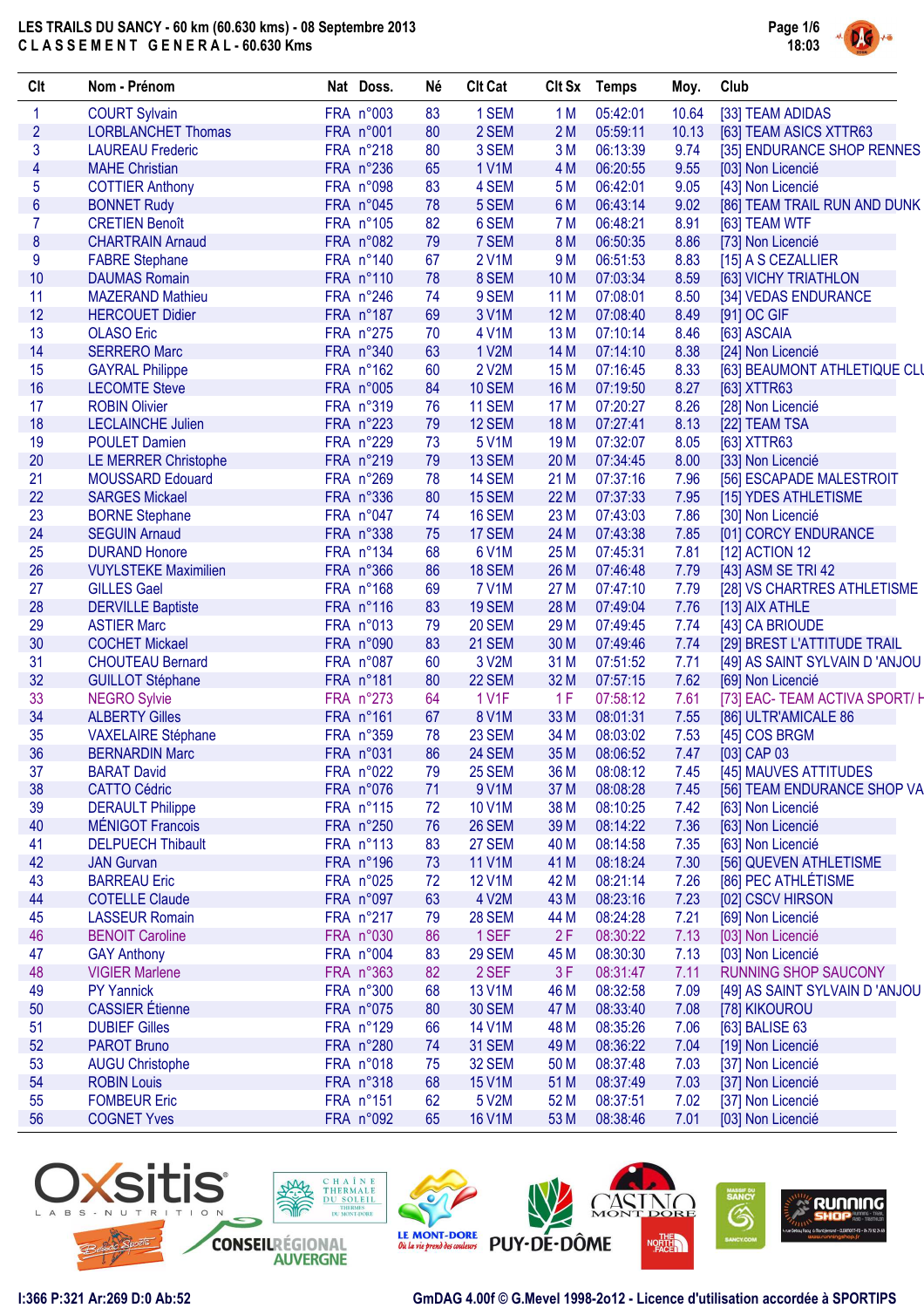# LES TRAILS DU SANCY - 60 km (60.630 kms) - 08 Septembre 2013

## CLASSEMENT GENERAL - 60.630 Kms

Page 1/6
18:03

| Clt | Nom - Prénom | Nat | Doss. | Né | Clt Cat | Clt Sx | Temps | Moy. | Club |
|---|---|---|---|---|---|---|---|---|---|
| 1 | COURT Sylvain | FRA | n°003 | 83 | 1 SEM | 1 M | 05:42:01 | 10.64 | [33] TEAM ADIDAS |
| 2 | LORBLANCHET Thomas | FRA | n°001 | 80 | 2 SEM | 2 M | 05:59:11 | 10.13 | [63] TEAM ASICS XTTR63 |
| 3 | LAUREAU Frederic | FRA | n°218 | 80 | 3 SEM | 3 M | 06:13:39 | 9.74 | [35] ENDURANCE SHOP RENNES |
| 4 | MAHE Christian | FRA | n°236 | 65 | 1 V1M | 4 M | 06:20:55 | 9.55 | [03] Non Licencié |
| 5 | COTTIER Anthony | FRA | n°098 | 83 | 4 SEM | 5 M | 06:42:01 | 9.05 | [43] Non Licencié |
| 6 | BONNET Rudy | FRA | n°045 | 78 | 5 SEM | 6 M | 06:43:14 | 9.02 | [86] TEAM TRAIL RUN AND DUNK |
| 7 | CRETIEN Benoît | FRA | n°105 | 82 | 6 SEM | 7 M | 06:48:21 | 8.91 | [63] TEAM WTF |
| 8 | CHARTRAIN Arnaud | FRA | n°082 | 79 | 7 SEM | 8 M | 06:50:35 | 8.86 | [73] Non Licencié |
| 9 | FABRE Stephane | FRA | n°140 | 67 | 2 V1M | 9 M | 06:51:53 | 8.83 | [15] A S CEZALLIER |
| 10 | DAUMAS Romain | FRA | n°110 | 78 | 8 SEM | 10 M | 07:03:34 | 8.59 | [63] VICHY TRIATHLON |
| 11 | MAZERAND Mathieu | FRA | n°246 | 74 | 9 SEM | 11 M | 07:08:01 | 8.50 | [34] VEDAS ENDURANCE |
| 12 | HERCOUET Didier | FRA | n°187 | 69 | 3 V1M | 12 M | 07:08:40 | 8.49 | [91] OC GIF |
| 13 | OLASO Eric | FRA | n°275 | 70 | 4 V1M | 13 M | 07:10:14 | 8.46 | [63] ASCAIA |
| 14 | SERRERO Marc | FRA | n°340 | 63 | 1 V2M | 14 M | 07:14:10 | 8.38 | [24] Non Licencié |
| 15 | GAYRAL Philippe | FRA | n°162 | 60 | 2 V2M | 15 M | 07:16:45 | 8.33 | [63] BEAUMONT ATHLETIQUE CLU |
| 16 | LECOMTE Steve | FRA | n°005 | 84 | 10 SEM | 16 M | 07:19:50 | 8.27 | [63] XTTR63 |
| 17 | ROBIN Olivier | FRA | n°319 | 76 | 11 SEM | 17 M | 07:20:27 | 8.26 | [28] Non Licencié |
| 18 | LECLAINCHE Julien | FRA | n°223 | 79 | 12 SEM | 18 M | 07:27:41 | 8.13 | [22] TEAM TSA |
| 19 | POULET Damien | FRA | n°229 | 73 | 5 V1M | 19 M | 07:32:07 | 8.05 | [63] XTTR63 |
| 20 | LE MERRER Christophe | FRA | n°219 | 79 | 13 SEM | 20 M | 07:34:45 | 8.00 | [33] Non Licencié |
| 21 | MOUSSARD Edouard | FRA | n°269 | 78 | 14 SEM | 21 M | 07:37:16 | 7.96 | [56] ESCAPADE MALESTROIT |
| 22 | SARGES Mickael | FRA | n°336 | 80 | 15 SEM | 22 M | 07:37:33 | 7.95 | [15] YDES ATHLETISME |
| 23 | BORNE Stephane | FRA | n°047 | 74 | 16 SEM | 23 M | 07:43:03 | 7.86 | [30] Non Licencié |
| 24 | SEGUIN Arnaud | FRA | n°338 | 75 | 17 SEM | 24 M | 07:43:38 | 7.85 | [01] CORCY ENDURANCE |
| 25 | DURAND Honore | FRA | n°134 | 68 | 6 V1M | 25 M | 07:45:31 | 7.81 | [12] ACTION 12 |
| 26 | VUYLSTEKE Maximilien | FRA | n°366 | 86 | 18 SEM | 26 M | 07:46:48 | 7.79 | [43] ASM SE TRI 42 |
| 27 | GILLES Gael | FRA | n°168 | 69 | 7 V1M | 27 M | 07:47:10 | 7.79 | [28] VS CHARTRES ATHLETISME |
| 28 | DERVILLE Baptiste | FRA | n°116 | 83 | 19 SEM | 28 M | 07:49:04 | 7.76 | [13] AIX ATHLE |
| 29 | ASTIER Marc | FRA | n°013 | 79 | 20 SEM | 29 M | 07:49:45 | 7.74 | [43] CA BRIOUDE |
| 30 | COCHET Mickael | FRA | n°090 | 83 | 21 SEM | 30 M | 07:49:46 | 7.74 | [29] BREST L'ATTITUDE TRAIL |
| 31 | CHOUTEAU Bernard | FRA | n°087 | 60 | 3 V2M | 31 M | 07:51:52 | 7.71 | [49] AS SAINT SYLVAIN D 'ANJOU |
| 32 | GUILLOT Stéphane | FRA | n°181 | 80 | 22 SEM | 32 M | 07:57:15 | 7.62 | [69] Non Licencié |
| 33 | NEGRO Sylvie | FRA | n°273 | 64 | 1 V1F | 1 F | 07:58:12 | 7.61 | [73] EAC- TEAM ACTIVA SPORT/ H |
| 34 | ALBERTY Gilles | FRA | n°161 | 67 | 8 V1M | 33 M | 08:01:31 | 7.55 | [86] ULTR'AMICALE 86 |
| 35 | VAXELAIRE Stéphane | FRA | n°359 | 78 | 23 SEM | 34 M | 08:03:02 | 7.53 | [45] COS BRGM |
| 36 | BERNARDIN Marc | FRA | n°031 | 86 | 24 SEM | 35 M | 08:06:52 | 7.47 | [03] CAP 03 |
| 37 | BARAT David | FRA | n°022 | 79 | 25 SEM | 36 M | 08:08:12 | 7.45 | [45] MAUVES ATTITUDES |
| 38 | CATTO Cédric | FRA | n°076 | 71 | 9 V1M | 37 M | 08:08:28 | 7.45 | [56] TEAM DURANCE SHOP VA |
| 39 | DERAULT Philippe | FRA | n°115 | 72 | 10 V1M | 38 M | 08:10:25 | 7.42 | [63] Non Licencié |
| 40 | MÉNIGOT Francois | FRA | n°250 | 76 | 26 SEM | 39 M | 08:14:22 | 7.36 | [63] Non Licencié |
| 41 | DELPUECH Thibault | FRA | n°113 | 83 | 27 SEM | 40 M | 08:14:58 | 7.35 | [63] Non Licencié |
| 42 | JAN Gurvan | FRA | n°196 | 73 | 11 V1M | 41 M | 08:18:24 | 7.30 | [56] QUEVEN ATHLETISME |
| 43 | BARREAU Eric | FRA | n°025 | 72 | 12 V1M | 42 M | 08:21:14 | 7.26 | [86] PEC ATHLÉTISME |
| 44 | COTELLE Claude | FRA | n°097 | 63 | 4 V2M | 43 M | 08:23:16 | 7.23 | [02] CSCV HIRSON |
| 45 | LASSEUR Romain | FRA | n°217 | 79 | 28 SEM | 44 M | 08:24:28 | 7.21 | [69] Non Licencié |
| 46 | BENOIT Caroline | FRA | n°030 | 86 | 1 SEF | 2 F | 08:30:22 | 7.13 | [03] Non Licencié |
| 47 | GAY Anthony | FRA | n°004 | 83 | 29 SEM | 45 M | 08:30:30 | 7.13 | [03] Non Licencié |
| 48 | VIGIER Marlene | FRA | n°363 | 82 | 2 SEF | 3 F | 08:31:47 | 7.11 | RUNNING SHOP SAUCONY |
| 49 | PY Yannick | FRA | n°300 | 68 | 13 V1M | 46 M | 08:32:58 | 7.09 | [49] AS SAINT SYLVAIN D 'ANJOU |
| 50 | CASSIER Étienne | FRA | n°075 | 80 | 30 SEM | 47 M | 08:33:40 | 7.08 | [78] KIKOUROU |
| 51 | DUBIEF Gilles | FRA | n°129 | 66 | 14 V1M | 48 M | 08:35:26 | 7.06 | [63] BALISE 63 |
| 52 | PAROT Bruno | FRA | n°280 | 74 | 31 SEM | 49 M | 08:36:22 | 7.04 | [19] Non Licencié |
| 53 | AUGU Christophe | FRA | n°018 | 75 | 32 SEM | 50 M | 08:37:48 | 7.03 | [37] Non Licencié |
| 54 | ROBIN Louis | FRA | n°318 | 68 | 15 V1M | 51 M | 08:37:49 | 7.03 | [37] Non Licencié |
| 55 | FOMBEUR Eric | FRA | n°151 | 62 | 5 V2M | 52 M | 08:37:51 | 7.02 | [37] Non Licencié |
| 56 | COGNET Yves | FRA | n°092 | 65 | 16 V1M | 53 M | 08:38:46 | 7.01 | [03] Non Licencié |

I:366 P:321 Ar:269 D:0 Ab:52

GmDAG 4.00f © G.Mevel 1998-2o12 - Licence d'utilisation accordée à SPORTIPS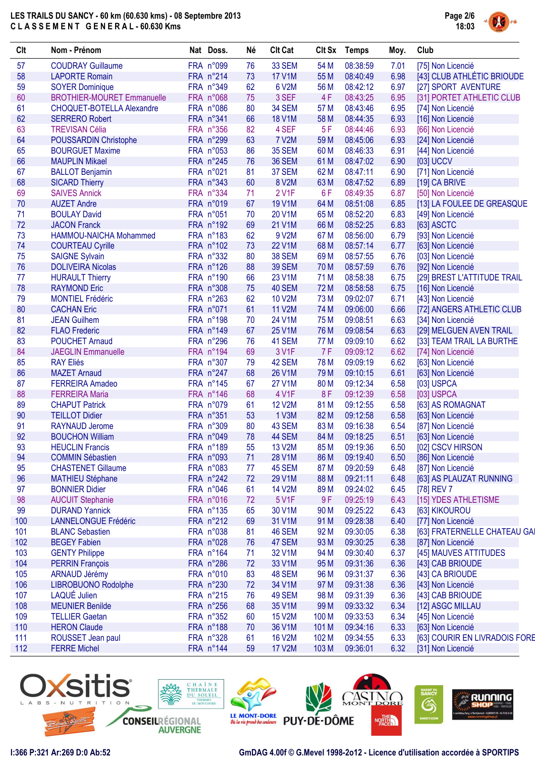# LES TRAILS DU SANCY - 60 km (60.630 kms) - 08 Septembre 2013

## CLASSEMENT GENERAL - 60.630 Kms

| Clt | Nom - Prénom | Nat | Doss. | Né | Clt Cat | Clt Sx | Temps | Moy. | Club |
|---|---|---|---|---|---|---|---|---|---|
| 57 | COUDRAY Guillaume | FRA | n°099 | 76 | 33 SEM | 54 M | 08:38:59 | 7.01 | [75] Non Licencié |
| 58 | LAPORTE Romain | FRA | n°214 | 73 | 17 V1M | 55 M | 08:40:49 | 6.98 | [43] CLUB ATHLÉTIC BRIOUDE |
| 59 | SOYER Dominique | FRA | n°349 | 62 | 6 V2M | 56 M | 08:42:12 | 6.97 | [27] SPORT AVENTURE |
| 60 | BROTHIER-MOURET Emmanuelle | FRA | n°068 | 75 | 3 SEF | 4 F | 08:43:25 | 6.95 | [31] PORTET ATHLETIC CLUB |
| 61 | CHOQUET-BOTELLA Alexandre | FRA | n°086 | 80 | 34 SEM | 57 M | 08:43:46 | 6.95 | [74] Non Licencié |
| 62 | SERRERO Robert | FRA | n°341 | 66 | 18 V1M | 58 M | 08:44:35 | 6.93 | [16] Non Licencié |
| 63 | TREVISAN Célia | FRA | n°356 | 82 | 4 SEF | 5 F | 08:44:46 | 6.93 | [66] Non Licencié |
| 64 | POUSSARDIN Christophe | FRA | n°299 | 63 | 7 V2M | 59 M | 08:45:06 | 6.93 | [24] Non Licencié |
| 65 | BOURGUET Maxime | FRA | n°053 | 86 | 35 SEM | 60 M | 08:46:33 | 6.91 | [44] Non Licencié |
| 66 | MAUPLIN Mikael | FRA | n°245 | 76 | 36 SEM | 61 M | 08:47:02 | 6.90 | [03] UCCV |
| 67 | BALLOT Benjamin | FRA | n°021 | 81 | 37 SEM | 62 M | 08:47:11 | 6.90 | [71] Non Licencié |
| 68 | SICARD Thierry | FRA | n°343 | 60 | 8 V2M | 63 M | 08:47:52 | 6.89 | [19] CA BRIVE |
| 69 | SAIVES Annick | FRA | n°334 | 71 | 2 V1F | 6 F | 08:49:35 | 6.87 | [50] Non Licencié |
| 70 | AUZET Andre | FRA | n°019 | 67 | 19 V1M | 64 M | 08:51:08 | 6.85 | [13] LA FOULEE DE GREASQUE |
| 71 | BOULAY David | FRA | n°051 | 70 | 20 V1M | 65 M | 08:52:20 | 6.83 | [49] Non Licencié |
| 72 | JACON Franck | FRA | n°192 | 69 | 21 V1M | 66 M | 08:52:25 | 6.83 | [63] ASCTC |
| 73 | HAMMOU-NAICHA Mohammed | FRA | n°183 | 62 | 9 V2M | 67 M | 08:56:00 | 6.79 | [93] Non Licencié |
| 74 | COURTEAU Cyrille | FRA | n°102 | 73 | 22 V1M | 68 M | 08:57:14 | 6.77 | [63] Non Licencié |
| 75 | SAIGNE Sylvain | FRA | n°332 | 80 | 38 SEM | 69 M | 08:57:55 | 6.76 | [03] Non Licencié |
| 76 | DOLIVEIRA Nicolas | FRA | n°126 | 88 | 39 SEM | 70 M | 08:57:59 | 6.76 | [92] Non Licencié |
| 77 | HURAULT Thierry | FRA | n°190 | 66 | 23 V1M | 71 M | 08:58:38 | 6.75 | [29] BREST L'ATTITUDE TRAIL |
| 78 | RAYMOND Eric | FRA | n°308 | 75 | 40 SEM | 72 M | 08:58:58 | 6.75 | [16] Non Licencié |
| 79 | MONTIEL Frédéric | FRA | n°263 | 62 | 10 V2M | 73 M | 09:02:07 | 6.71 | [43] Non Licencié |
| 80 | CACHAN Eric | FRA | n°071 | 61 | 11 V2M | 74 M | 09:06:00 | 6.66 | [72] ANGERS ATHLETIC CLUB |
| 81 | JEAN Guilhem | FRA | n°198 | 70 | 24 V1M | 75 M | 09:08:51 | 6.63 | [34] Non Licencié |
| 82 | FLAO Frederic | FRA | n°149 | 67 | 25 V1M | 76 M | 09:08:54 | 6.63 | [29] MELGUEN AVEN TRAIL |
| 83 | POUCHET Arnaud | FRA | n°296 | 76 | 41 SEM | 77 M | 09:09:10 | 6.62 | [33] TEAM TRAIL LA BURTHE |
| 84 | JAEGLIN Emmanuelle | FRA | n°194 | 69 | 3 V1F | 7 F | 09:09:12 | 6.62 | [74] Non Licencié |
| 85 | RAY Eliés | FRA | n°307 | 79 | 42 SEM | 78 M | 09:09:19 | 6.62 | [63] Non Licencié |
| 86 | MAZET Arnaud | FRA | n°247 | 68 | 26 V1M | 79 M | 09:10:15 | 6.61 | [63] Non Licencié |
| 87 | FERREIRA Amadeo | FRA | n°145 | 67 | 27 V1M | 80 M | 09:12:34 | 6.58 | [03] USPCA |
| 88 | FERREIRA Maria | FRA | n°146 | 68 | 4 V1F | 8 F | 09:12:39 | 6.58 | [03] USPCA |
| 89 | CHAPUT Patrick | FRA | n°079 | 61 | 12 V2M | 81 M | 09:12:55 | 6.58 | [63] AS ROMAGNAT |
| 90 | TEILLOT Didier | FRA | n°351 | 53 | 1 V3M | 82 M | 09:12:58 | 6.58 | [63] Non Licencié |
| 91 | RAYNAUD Jerome | FRA | n°309 | 80 | 43 SEM | 83 M | 09:16:38 | 6.54 | [87] Non Licencié |
| 92 | BOUCHON William | FRA | n°049 | 78 | 44 SEM | 84 M | 09:18:25 | 6.51 | [63] Non Licencié |
| 93 | HEUCLIN Francis | FRA | n°189 | 55 | 13 V2M | 85 M | 09:19:36 | 6.50 | [02] CSCV HIRSON |
| 94 | COMMIN Sébastien | FRA | n°093 | 71 | 28 V1M | 86 M | 09:19:40 | 6.50 | [86] Non Licencié |
| 95 | CHASTENET Gillaume | FRA | n°083 | 77 | 45 SEM | 87 M | 09:20:59 | 6.48 | [87] Non Licencié |
| 96 | MATHIEU Stéphane | FRA | n°242 | 72 | 29 V1M | 88 M | 09:21:11 | 6.48 | [63] AS PLAUZAT RUNNING |
| 97 | BONNIER Didier | FRA | n°046 | 61 | 14 V2M | 89 M | 09:24:02 | 6.45 | [78] REV 7 |
| 98 | AUCUIT Stephanie | FRA | n°016 | 72 | 5 V1F | 9 F | 09:25:19 | 6.43 | [15] YDES ATHLETISME |
| 99 | DURAND Yannick | FRA | n°135 | 65 | 30 V1M | 90 M | 09:25:22 | 6.43 | [63] KIKOUROU |
| 100 | LANNELONGUE Frédéric | FRA | n°212 | 69 | 31 V1M | 91 M | 09:28:38 | 6.40 | [77] Non Licencié |
| 101 | BLANC Sebastien | FRA | n°038 | 81 | 46 SEM | 92 M | 09:30:05 | 6.38 | [63] FRATERNELLE CHATEAU GAI |
| 102 | BEGEY Fabien | FRA | n°028 | 76 | 47 SEM | 93 M | 09:30:25 | 6.38 | [87] Non Licencié |
| 103 | GENTY Philippe | FRA | n°164 | 71 | 32 V1M | 94 M | 09:30:40 | 6.37 | [45] MAUVES ATTITUDES |
| 104 | PERRIN François | FRA | n°286 | 72 | 33 V1M | 95 M | 09:31:36 | 6.36 | [43] CAB BRIOUDE |
| 105 | ARNAUD Jérémy | FRA | n°010 | 83 | 48 SEM | 96 M | 09:31:37 | 6.36 | [43] CA BRIOUDE |
| 106 | LIBROBUONO Rodolphe | FRA | n°230 | 72 | 34 V1M | 97 M | 09:31:38 | 6.36 | [43] Non Licencié |
| 107 | LAQUÉ Julien | FRA | n°215 | 76 | 49 SEM | 98 M | 09:31:39 | 6.36 | [43] CAB BRIOUDE |
| 108 | MEUNIER Benilde | FRA | n°256 | 68 | 35 V1M | 99 M | 09:33:32 | 6.34 | [12] ASGC MILLAU |
| 109 | TELLIER Gaetan | FRA | n°352 | 60 | 15 V2M | 100 M | 09:33:53 | 6.34 | [45] Non Licencié |
| 110 | HERON Claude | FRA | n°188 | 70 | 36 V1M | 101 M | 09:34:16 | 6.33 | [63] Non Licencié |
| 111 | ROUSSET Jean paul | FRA | n°328 | 61 | 16 V2M | 102 M | 09:34:55 | 6.33 | [63] COURIR EN LIVRADOIS FOREZ |
| 112 | FERRE Michel | FRA | n°144 | 59 | 17 V2M | 103 M | 09:36:01 | 6.32 | [31] Non Licencié |

I:366 P:321 Ar:269 D:0 Ab:52

GmDAG 4.00f © G.Mevel 1998-2012 - Licence d'utilisation accordée à SPORTIPS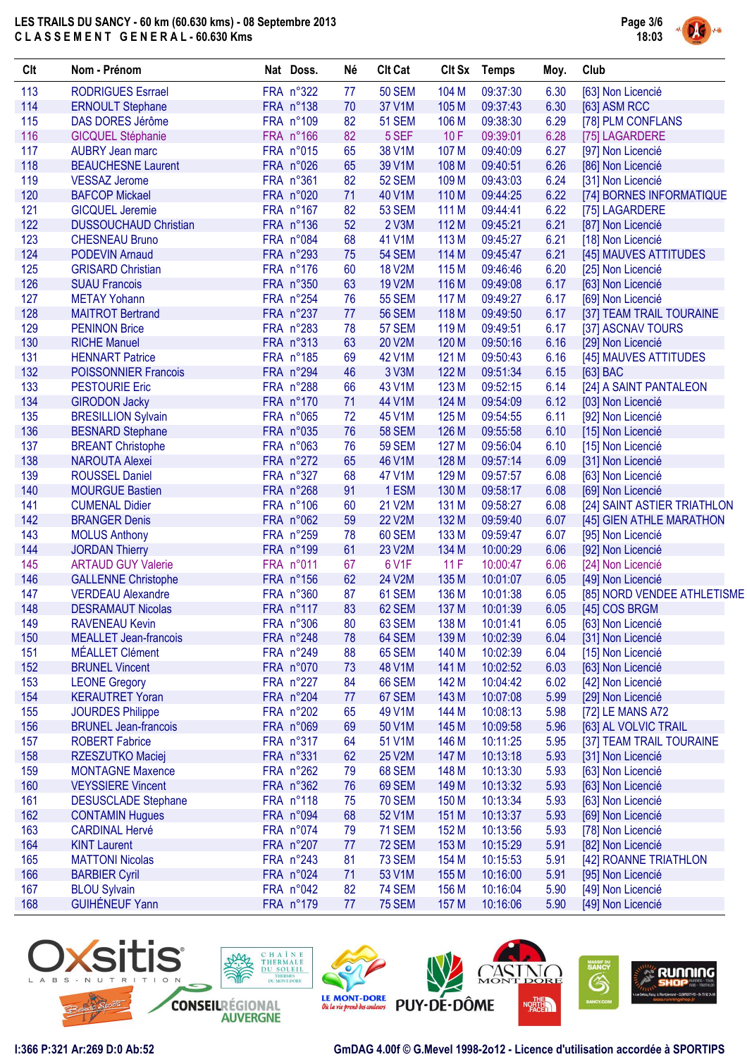# LES TRAILS DU SANCY - 60 km (60.630 kms) - 08 Septembre 2013

## C L A S S E M E N T   G E N E R A L - 60.630 Kms

| Clt | Nom - Prénom | Nat | Doss. | Né | Clt Cat | Clt Sx | Temps | Moy. | Club |
|---|---|---|---|---|---|---|---|---|---|
| 113 | RODRIGUES Esrrael | FRA | n°322 | 77 | 50 SEM | 104 M | 09:37:30 | 6.30 | [63] Non Licencié |
| 114 | ERNOULT Stephane | FRA | n°138 | 70 | 37 V1M | 105 M | 09:37:43 | 6.30 | [63] ASM RCC |
| 115 | DAS DORES Jérôme | FRA | n°109 | 82 | 51 SEM | 106 M | 09:38:30 | 6.29 | [78] PLM CONFLANS |
| 116 | GICQUEL Stéphanie | FRA | n°166 | 82 | 5 SEF | 10 F | 09:39:01 | 6.28 | [75] LAGARDERE |
| 117 | AUBRY Jean marc | FRA | n°015 | 65 | 38 V1M | 107 M | 09:40:09 | 6.27 | [97] Non Licencié |
| 118 | BEAUCHESNE Laurent | FRA | n°026 | 65 | 39 V1M | 108 M | 09:40:51 | 6.26 | [86] Non Licencié |
| 119 | VESSAZ Jerome | FRA | n°361 | 82 | 52 SEM | 109 M | 09:43:03 | 6.24 | [31] Non Licencié |
| 120 | BAFCOP Mickael | FRA | n°020 | 71 | 40 V1M | 110 M | 09:44:25 | 6.22 | [74] BORNES INFORMATIQUE |
| 121 | GICQUEL Jeremie | FRA | n°167 | 82 | 53 SEM | 111 M | 09:44:41 | 6.22 | [75] LAGARDERE |
| 122 | DUSSOUCHAUD Christian | FRA | n°136 | 52 | 2 V3M | 112 M | 09:45:21 | 6.21 | [87] Non Licencié |
| 123 | CHESNEAU Bruno | FRA | n°084 | 68 | 41 V1M | 113 M | 09:45:27 | 6.21 | [18] Non Licencié |
| 124 | PODEVIN Arnaud | FRA | n°293 | 75 | 54 SEM | 114 M | 09:45:47 | 6.21 | [45] MAUVES ATTITUDES |
| 125 | GRISARD Christian | FRA | n°176 | 60 | 18 V2M | 115 M | 09:46:46 | 6.20 | [25] Non Licencié |
| 126 | SUAU Francois | FRA | n°350 | 63 | 19 V2M | 116 M | 09:49:08 | 6.17 | [63] Non Licencié |
| 127 | METAY Yohann | FRA | n°254 | 76 | 55 SEM | 117 M | 09:49:27 | 6.17 | [69] Non Licencié |
| 128 | MAITROT Bertrand | FRA | n°237 | 77 | 56 SEM | 118 M | 09:49:50 | 6.17 | [37] TEAM TRAIL TOURAINE |
| 129 | PENINON Brice | FRA | n°283 | 78 | 57 SEM | 119 M | 09:49:51 | 6.17 | [37] ASCNAV TOURS |
| 130 | RICHE Manuel | FRA | n°313 | 63 | 20 V2M | 120 M | 09:50:16 | 6.16 | [29] Non Licencié |
| 131 | HENNART Patrice | FRA | n°185 | 69 | 42 V1M | 121 M | 09:50:43 | 6.16 | [45] MAUVES ATTITUDES |
| 132 | POISSONNIER Francois | FRA | n°294 | 46 | 3 V3M | 122 M | 09:51:34 | 6.15 | [63] BAC |
| 133 | PESTOURIE Eric | FRA | n°288 | 66 | 43 V1M | 123 M | 09:52:15 | 6.14 | [24] A SAINT PANTALEON |
| 134 | GIRODON Jacky | FRA | n°170 | 71 | 44 V1M | 124 M | 09:54:09 | 6.12 | [03] Non Licencié |
| 135 | BRESILLION Sylvain | FRA | n°065 | 72 | 45 V1M | 125 M | 09:54:55 | 6.11 | [92] Non Licencié |
| 136 | BESNARD Stephane | FRA | n°035 | 76 | 58 SEM | 126 M | 09:55:58 | 6.10 | [15] Non Licencié |
| 137 | BREANT Christophe | FRA | n°063 | 76 | 59 SEM | 127 M | 09:56:04 | 6.10 | [15] Non Licencié |
| 138 | NAROUTA Alexei | FRA | n°272 | 65 | 46 V1M | 128 M | 09:57:14 | 6.09 | [31] Non Licencié |
| 139 | ROUSSEL Daniel | FRA | n°327 | 68 | 47 V1M | 129 M | 09:57:57 | 6.08 | [63] Non Licencié |
| 140 | MOURGUE Bastien | FRA | n°268 | 91 | 1 ESM | 130 M | 09:58:17 | 6.08 | [69] Non Licencié |
| 141 | CUMENAL Didier | FRA | n°106 | 60 | 21 V2M | 131 M | 09:58:27 | 6.08 | [24] SAINT ASTIER TRIATHLON |
| 142 | BRANGER Denis | FRA | n°062 | 59 | 22 V2M | 132 M | 09:59:40 | 6.07 | [45] GIEN ATHLE MARATHON |
| 143 | MOLUS Anthony | FRA | n°259 | 78 | 60 SEM | 133 M | 09:59:47 | 6.07 | [95] Non Licencié |
| 144 | JORDAN Thierry | FRA | n°199 | 61 | 23 V2M | 134 M | 10:00:29 | 6.06 | [92] Non Licencié |
| 145 | ARTAUD GUY Valerie | FRA | n°011 | 67 | 6 V1F | 11 F | 10:00:47 | 6.06 | [24] Non Licencié |
| 146 | GALLENNE Christophe | FRA | n°156 | 62 | 24 V2M | 135 M | 10:01:07 | 6.05 | [49] Non Licencié |
| 147 | VERDEAU Alexandre | FRA | n°360 | 87 | 61 SEM | 136 M | 10:01:38 | 6.05 | [85] NORD VENDEE ATHLETISME |
| 148 | DESRAMAUT Nicolas | FRA | n°117 | 83 | 62 SEM | 137 M | 10:01:39 | 6.05 | [45] COS BRGM |
| 149 | RAVENEAU Kevin | FRA | n°306 | 80 | 63 SEM | 138 M | 10:01:41 | 6.05 | [63] Non Licencié |
| 150 | MEALLET Jean-francois | FRA | n°248 | 78 | 64 SEM | 139 M | 10:02:39 | 6.04 | [31] Non Licencié |
| 151 | MÉALLET Clément | FRA | n°249 | 88 | 65 SEM | 140 M | 10:02:39 | 6.04 | [15] Non Licencié |
| 152 | BRUNEL Vincent | FRA | n°070 | 73 | 48 V1M | 141 M | 10:02:52 | 6.03 | [63] Non Licencié |
| 153 | LEONE Gregory | FRA | n°227 | 84 | 66 SEM | 142 M | 10:04:42 | 6.02 | [42] Non Licencié |
| 154 | KERAUTRET Yoran | FRA | n°204 | 77 | 67 SEM | 143 M | 10:07:08 | 5.99 | [29] Non Licencié |
| 155 | JOURDES Philippe | FRA | n°202 | 65 | 49 V1M | 144 M | 10:08:13 | 5.98 | [72] LE MANS A72 |
| 156 | BRUNEL Jean-francois | FRA | n°069 | 69 | 50 V1M | 145 M | 10:09:58 | 5.96 | [63] AL VOLVIC TRAIL |
| 157 | ROBERT Fabrice | FRA | n°317 | 64 | 51 V1M | 146 M | 10:11:25 | 5.95 | [37] TEAM TRAIL TOURAINE |
| 158 | RZESZUTKO Maciej | FRA | n°331 | 62 | 25 V2M | 147 M | 10:13:18 | 5.93 | [31] Non Licencié |
| 159 | MONTAGNE Maxence | FRA | n°262 | 79 | 68 SEM | 148 M | 10:13:30 | 5.93 | [63] Non Licencié |
| 160 | VEYSSIERE Vincent | FRA | n°362 | 76 | 69 SEM | 149 M | 10:13:32 | 5.93 | [63] Non Licencié |
| 161 | DESUSCLADE Stephane | FRA | n°118 | 75 | 70 SEM | 150 M | 10:13:34 | 5.93 | [63] Non Licencié |
| 162 | CONTAMIN Hugues | FRA | n°094 | 68 | 52 V1M | 151 M | 10:13:37 | 5.93 | [69] Non Licencié |
| 163 | CARDINAL Hervé | FRA | n°074 | 79 | 71 SEM | 152 M | 10:13:56 | 5.93 | [78] Non Licencié |
| 164 | KINT Laurent | FRA | n°207 | 77 | 72 SEM | 153 M | 10:15:29 | 5.91 | [82] Non Licencié |
| 165 | MATTONI Nicolas | FRA | n°243 | 81 | 73 SEM | 154 M | 10:15:53 | 5.91 | [42] ROANNE TRIATHLON |
| 166 | BARBIER Cyril | FRA | n°024 | 71 | 53 V1M | 155 M | 10:16:00 | 5.91 | [95] Non Licencié |
| 167 | BLOU Sylvain | FRA | n°042 | 82 | 74 SEM | 156 M | 10:16:04 | 5.90 | [49] Non Licencié |
| 168 | GUIHÉNEUF Yann | FRA | n°179 | 77 | 75 SEM | 157 M | 10:16:06 | 5.90 | [49] Non Licencié |

I:366 P:321 Ar:269 D:0 Ab:52

GmDAG 4.00f © G.Mevel 1998-2o12 - Licence d'utilisation accordée à SPORTIPS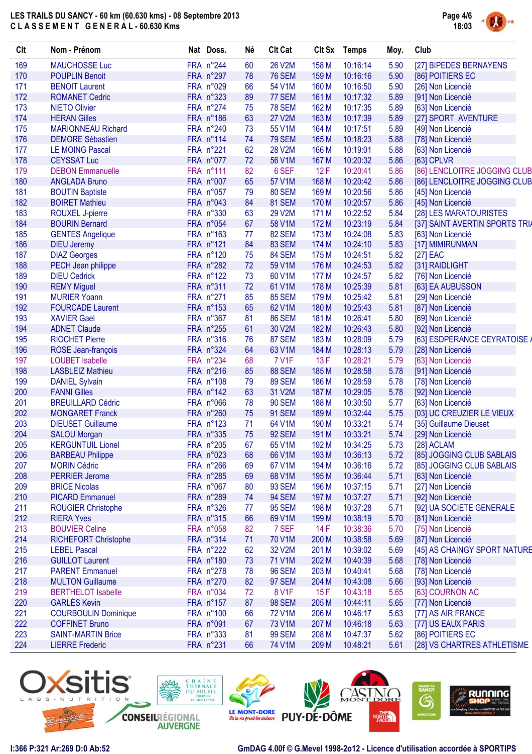# LES TRAILS DU SANCY - 60 km (60.630 kms) - 08 Septembre 2013

## CLASSEMENT GENERAL - 60.630 Kms

| Clt | Nom - Prénom | Nat | Doss. | Né | Clt Cat | Clt Sx | Temps | Moy. | Club |
|---|---|---|---|---|---|---|---|---|---|
| 169 | MAUCHOSSE Luc | FRA | n°244 | 60 | 26 V2M | 158 M | 10:16:14 | 5.90 | [27] BIPEDES BERNAYENS |
| 170 | POUPLIN Benoit | FRA | n°297 | 78 | 76 SEM | 159 M | 10:16:16 | 5.90 | [86] POITIERS EC |
| 171 | BENOIT Laurent | FRA | n°029 | 66 | 54 V1M | 160 M | 10:16:50 | 5.90 | [26] Non Licencié |
| 172 | ROMANET Cedric | FRA | n°323 | 89 | 77 SEM | 161 M | 10:17:32 | 5.89 | [91] Non Licencié |
| 173 | NIETO Olivier | FRA | n°274 | 75 | 78 SEM | 162 M | 10:17:35 | 5.89 | [63] Non Licencié |
| 174 | HERAN Gilles | FRA | n°186 | 63 | 27 V2M | 163 M | 10:17:39 | 5.89 | [27] SPORT AVENTURE |
| 175 | MARIONNEAU Richard | FRA | n°240 | 73 | 55 V1M | 164 M | 10:17:51 | 5.89 | [49] Non Licencié |
| 176 | DEMORE Sébastien | FRA | n°114 | 74 | 79 SEM | 165 M | 10:18:23 | 5.88 | [78] Non Licencié |
| 177 | LE MOING Pascal | FRA | n°221 | 62 | 28 V2M | 166 M | 10:19:01 | 5.88 | [63] Non Licencié |
| 178 | CEYSSAT Luc | FRA | n°077 | 72 | 56 V1M | 167 M | 10:20:32 | 5.86 | [63] CPLVR |
| 179 | DEBON Emmanuelle | FRA | n°111 | 82 | 6 SEF | 12 F | 10:20:41 | 5.86 | [86] LENCLOITRE JOGGING CLUB |
| 180 | ANGLADA Bruno | FRA | n°007 | 65 | 57 V1M | 168 M | 10:20:42 | 5.86 | [86] LENCLOITRE JOGGING CLUB |
| 181 | BOUTIN Baptiste | FRA | n°057 | 79 | 80 SEM | 169 M | 10:20:56 | 5.86 | [45] Non Licencié |
| 182 | BOIRET Mathieu | FRA | n°043 | 84 | 81 SEM | 170 M | 10:20:57 | 5.86 | [45] Non Licencié |
| 183 | ROUXEL J-pierre | FRA | n°330 | 63 | 29 V2M | 171 M | 10:22:52 | 5.84 | [28] LES MARATOURISTES |
| 184 | BOURIN Bernard | FRA | n°054 | 67 | 58 V1M | 172 M | 10:23:19 | 5.84 | [37] SAINT AVERTIN SPORTS TRI |
| 185 | GENTES Angelique | FRA | n°163 | 77 | 82 SEM | 173 M | 10:24:08 | 5.83 | [63] Non Licencié |
| 186 | DIEU Jeremy | FRA | n°121 | 84 | 83 SEM | 174 M | 10:24:10 | 5.83 | [17] MIMIRUNMAN |
| 187 | DIAZ Georges | FRA | n°120 | 75 | 84 SEM | 175 M | 10:24:51 | 5.82 | [27] EAC |
| 188 | PECH Jean philippe | FRA | n°282 | 72 | 59 V1M | 176 M | 10:24:53 | 5.82 | [31] RAIDLIGHT |
| 189 | DIEU Cedrick | FRA | n°122 | 73 | 60 V1M | 177 M | 10:24:57 | 5.82 | [76] Non Licencié |
| 190 | REMY Miguel | FRA | n°311 | 72 | 61 V1M | 178 M | 10:25:39 | 5.81 | [63] EA AUBUSSON |
| 191 | MURIER Yoann | FRA | n°271 | 85 | 85 SEM | 179 M | 10:25:42 | 5.81 | [29] Non Licencié |
| 192 | FOURCADE Laurent | FRA | n°153 | 65 | 62 V1M | 180 M | 10:25:43 | 5.81 | [87] Non Licencié |
| 193 | XAVIER Gael | FRA | n°367 | 81 | 86 SEM | 181 M | 10:26:41 | 5.80 | [69] Non Licencié |
| 194 | ADNET Claude | FRA | n°255 | 61 | 30 V2M | 182 M | 10:26:43 | 5.80 | [92] Non Licencié |
| 195 | RIOCHET Pierre | FRA | n°316 | 76 | 87 SEM | 183 M | 10:28:09 | 5.79 | [63] ESDPERANCE CEYRATOISE |
| 196 | ROSE Jean-françois | FRA | n°324 | 64 | 63 V1M | 184 M | 10:28:13 | 5.79 | [28] Non Licencié |
| 197 | LOUBET Isabelle | FRA | n°234 | 68 | 7 V1F | 13 F | 10:28:21 | 5.79 | [63] Non Licencié |
| 198 | LASBLEIZ Mathieu | FRA | n°216 | 85 | 88 SEM | 185 M | 10:28:58 | 5.78 | [91] Non Licencié |
| 199 | DANIEL Sylvain | FRA | n°108 | 79 | 89 SEM | 186 M | 10:28:59 | 5.78 | [78] Non Licencié |
| 200 | FANNI Gilles | FRA | n°142 | 63 | 31 V2M | 187 M | 10:29:05 | 5.78 | [92] Non Licencié |
| 201 | BREUILLARD Cédric | FRA | n°066 | 78 | 90 SEM | 188 M | 10:30:50 | 5.77 | [63] Non Licencié |
| 202 | MONGARET Franck | FRA | n°260 | 75 | 91 SEM | 189 M | 10:32:44 | 5.75 | [03] UC CREUZIER LE VIEUX |
| 203 | DIEUSET Guillaume | FRA | n°123 | 71 | 64 V1M | 190 M | 10:33:21 | 5.74 | [35] Guillaume Dieuset |
| 204 | SALOU Morgan | FRA | n°335 | 75 | 92 SEM | 191 M | 10:33:21 | 5.74 | [29] Non Licencié |
| 205 | KERGUNTUIL Lionel | FRA | n°205 | 67 | 65 V1M | 192 M | 10:34:25 | 5.73 | [28] ACLAM |
| 206 | BARBEAU Philippe | FRA | n°023 | 68 | 66 V1M | 193 M | 10:36:13 | 5.72 | [85] JOGGING CLUB SABLAIS |
| 207 | MORIN Cédric | FRA | n°266 | 69 | 67 V1M | 194 M | 10:36:16 | 5.72 | [85] JOGGING CLUB SABLAIS |
| 208 | PERRIER Jerome | FRA | n°285 | 69 | 68 V1M | 195 M | 10:36:44 | 5.71 | [63] Non Licencié |
| 209 | BRICE Nicolas | FRA | n°067 | 80 | 93 SEM | 196 M | 10:37:15 | 5.71 | [27] Non Licencié |
| 210 | PICARD Emmanuel | FRA | n°289 | 74 | 94 SEM | 197 M | 10:37:27 | 5.71 | [92] Non Licencié |
| 211 | ROUGIER Christophe | FRA | n°326 | 77 | 95 SEM | 198 M | 10:37:28 | 5.71 | [92] UA SOCIETE GENERALE |
| 212 | RIERA Yves | FRA | n°315 | 66 | 69 V1M | 199 M | 10:38:19 | 5.70 | [81] Non Licencié |
| 213 | BOUVIER Celine | FRA | n°058 | 82 | 7 SEF | 14 F | 10:38:36 | 5.70 | [75] Non Licencié |
| 214 | RICHEFORT Christophe | FRA | n°314 | 71 | 70 V1M | 200 M | 10:38:58 | 5.69 | [87] Non Licencié |
| 215 | LEBEL Pascal | FRA | n°222 | 62 | 32 V2M | 201 M | 10:39:02 | 5.69 | [45] AS CHAINGY SPORT NATURE |
| 216 | GUILLOT Laurent | FRA | n°180 | 73 | 71 V1M | 202 M | 10:40:39 | 5.68 | [78] Non Licencié |
| 217 | PARENT Emmanuel | FRA | n°278 | 78 | 96 SEM | 203 M | 10:40:41 | 5.68 | [78] Non Licencié |
| 218 | MULTON Guillaume | FRA | n°270 | 82 | 97 SEM | 204 M | 10:43:08 | 5.66 | [93] Non Licencié |
| 219 | BERTHELOT Isabelle | FRA | n°034 | 72 | 8 V1F | 15 F | 10:43:18 | 5.65 | [63] COURNON AC |
| 220 | GARLÈS Kevin | FRA | n°157 | 87 | 98 SEM | 205 M | 10:44:11 | 5.65 | [77] Non Licencié |
| 221 | COURBOULIN Dominique | FRA | n°100 | 66 | 72 V1M | 206 M | 10:46:17 | 5.63 | [77] AS AIR FRANCE |
| 222 | COFFINET Bruno | FRA | n°091 | 67 | 73 V1M | 207 M | 10:46:18 | 5.63 | [77] US EAUX PARIS |
| 223 | SAINT-MARTIN Brice | FRA | n°333 | 81 | 99 SEM | 208 M | 10:47:37 | 5.62 | [86] POITIERS EC |
| 224 | LIERRE Frederic | FRA | n°231 | 66 | 74 V1M | 209 M | 10:48:21 | 5.61 | [28] VS CHARTRES ATHLETISME |

I:366 P:321 Ar:269 D:0 Ab:52

GmDAG 4.00f © G.Mevel 1998-2o12 - Licence d'utilisation accordée à SPORTIPS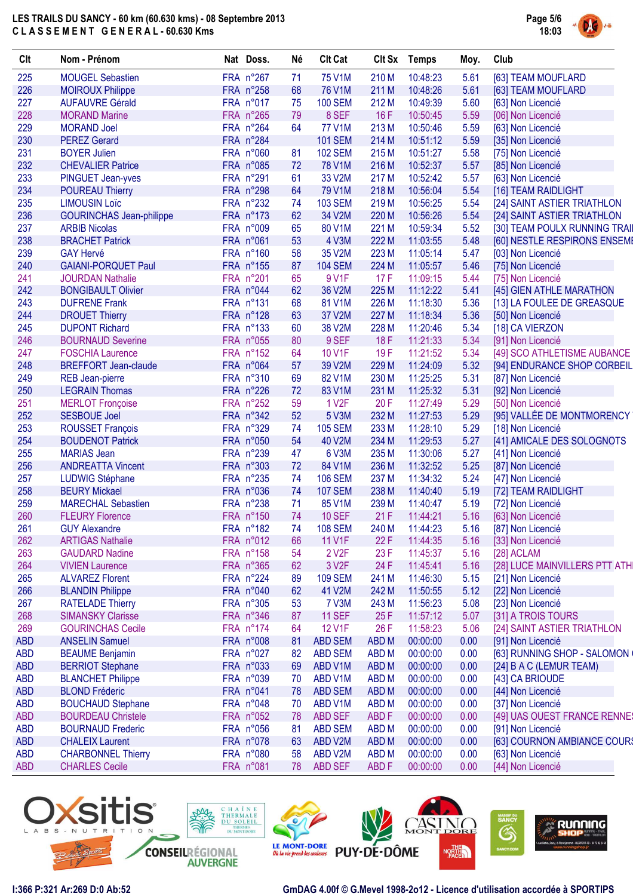LES TRAILS DU SANCY - 60 km (60.630 kms) - 08 Septembre 2013

CLASSEMENT GENERAL - 60.630 Kms

| Clt | Nom - Prénom | Nat | Doss. | Né | Clt Cat | Clt Sx | Temps | Moy. | Club |
|---|---|---|---|---|---|---|---|---|---|
| 225 | MOUGEL Sebastien | FRA | n°267 | 71 | 75 V1M | 210 M | 10:48:23 | 5.61 | [63] TEAM MOUFLARD |
| 226 | MOIROUX Philippe | FRA | n°258 | 68 | 76 V1M | 211 M | 10:48:26 | 5.61 | [63] TEAM MOUFLARD |
| 227 | AUFAUVRE Gérald | FRA | n°017 | 75 | 100 SEM | 212 M | 10:49:39 | 5.60 | [63] Non Licencié |
| 228 | MORAND Marine | FRA | n°265 | 79 | 8 SEF | 16 F | 10:50:45 | 5.59 | [06] Non Licencié |
| 229 | MORAND Joel | FRA | n°264 | 64 | 77 V1M | 213 M | 10:50:46 | 5.59 | [63] Non Licencié |
| 230 | PEREZ Gerard | FRA | n°284 | | 101 SEM | 214 M | 10:51:12 | 5.59 | [35] Non Licencié |
| 231 | BOYER Julien | FRA | n°060 | 81 | 102 SEM | 215 M | 10:51:27 | 5.58 | [75] Non Licencié |
| 232 | CHEVALIER Patrice | FRA | n°085 | 72 | 78 V1M | 216 M | 10:52:37 | 5.57 | [85] Non Licencié |
| 233 | PINGUET Jean-yves | FRA | n°291 | 61 | 33 V2M | 217 M | 10:52:42 | 5.57 | [63] Non Licencié |
| 234 | POUREAU Thierry | FRA | n°298 | 64 | 79 V1M | 218 M | 10:56:04 | 5.54 | [16] TEAM RAIDLIGHT |
| 235 | LIMOUSIN Loïc | FRA | n°232 | 74 | 103 SEM | 219 M | 10:56:25 | 5.54 | [24] SAINT ASTIER TRIATHLON |
| 236 | GOURINCHAS Jean-philippe | FRA | n°173 | 62 | 34 V2M | 220 M | 10:56:26 | 5.54 | [24] SAINT ASTIER TRIATHLON |
| 237 | ARBIB Nicolas | FRA | n°009 | 65 | 80 V1M | 221 M | 10:59:34 | 5.52 | [30] TEAM POULX RUNNING TRAI |
| 238 | BRACHET Patrick | FRA | n°061 | 53 | 4 V3M | 222 M | 11:03:55 | 5.48 | [60] NESTLE RESPIRONS ENSEME |
| 239 | GAY Hervé | FRA | n°160 | 58 | 35 V2M | 223 M | 11:05:14 | 5.47 | [03] Non Licencié |
| 240 | GAIANI-PORQUET Paul | FRA | n°155 | 87 | 104 SEM | 224 M | 11:05:57 | 5.46 | [75] Non Licencié |
| 241 | JOURDAN Nathalie | FRA | n°201 | 65 | 9 V1F | 17 F | 11:09:15 | 5.44 | [75] Non Licencié |
| 242 | BONGIBAULT Olivier | FRA | n°044 | 62 | 36 V2M | 225 M | 11:12:22 | 5.41 | [45] GIEN ATHLE MARATHON |
| 243 | DUFRENE Frank | FRA | n°131 | 68 | 81 V1M | 226 M | 11:18:30 | 5.36 | [13] LA FOULEE DE GREASQUE |
| 244 | DROUET Thierry | FRA | n°128 | 63 | 37 V2M | 227 M | 11:18:34 | 5.36 | [50] Non Licencié |
| 245 | DUPONT Richard | FRA | n°133 | 60 | 38 V2M | 228 M | 11:20:46 | 5.34 | [18] CA VIERZON |
| 246 | BOURNAUD Severine | FRA | n°055 | 80 | 9 SEF | 18 F | 11:21:33 | 5.34 | [91] Non Licencié |
| 247 | FOSCHIA Laurence | FRA | n°152 | 64 | 10 V1F | 19 F | 11:21:52 | 5.34 | [49] SCO ATHLETISME AUBANCE |
| 248 | BREFFORT Jean-claude | FRA | n°064 | 57 | 39 V2M | 229 M | 11:24:09 | 5.32 | [94] ENDURANCE SHOP CORBEIL |
| 249 | REB Jean-pierre | FRA | n°310 | 69 | 82 V1M | 230 M | 11:25:25 | 5.31 | [87] Non Licencié |
| 250 | LEGRAIN Thomas | FRA | n°226 | 72 | 83 V1M | 231 M | 11:25:32 | 5.31 | [92] Non Licencié |
| 251 | MERLOT Fronçoise | FRA | n°252 | 59 | 1 V2F | 20 F | 11:27:49 | 5.29 | [50] Non Licencié |
| 252 | SESBOUE Joel | FRA | n°342 | 52 | 5 V3M | 232 M | 11:27:53 | 5.29 | [95] VALLÉE DE MONTMORENCY |
| 253 | ROUSSET François | FRA | n°329 | 74 | 105 SEM | 233 M | 11:28:10 | 5.29 | [18] Non Licencié |
| 254 | BOUDENOT Patrick | FRA | n°050 | 54 | 40 V2M | 234 M | 11:29:53 | 5.27 | [41] AMICALE DES SOLOGNOTS |
| 255 | MARIAS Jean | FRA | n°239 | 47 | 6 V3M | 235 M | 11:30:06 | 5.27 | [41] Non Licencié |
| 256 | ANDREATTA Vincent | FRA | n°303 | 72 | 84 V1M | 236 M | 11:32:52 | 5.25 | [87] Non Licencié |
| 257 | LUDWIG Stéphane | FRA | n°235 | 74 | 106 SEM | 237 M | 11:34:32 | 5.24 | [47] Non Licencié |
| 258 | BEURY Mickael | FRA | n°036 | 74 | 107 SEM | 238 M | 11:40:40 | 5.19 | [72] TEAM RAIDLIGHT |
| 259 | MARECHAL Sebastien | FRA | n°238 | 71 | 85 V1M | 239 M | 11:40:47 | 5.19 | [72] Non Licencié |
| 260 | FLEURY Florence | FRA | n°150 | 74 | 10 SEF | 21 F | 11:44:21 | 5.16 | [63] Non Licencié |
| 261 | GUY Alexandre | FRA | n°182 | 74 | 108 SEM | 240 M | 11:44:23 | 5.16 | [87] Non Licencié |
| 262 | ARTIGAS Nathalie | FRA | n°012 | 66 | 11 V1F | 22 F | 11:44:35 | 5.16 | [33] Non Licencié |
| 263 | GAUDARD Nadine | FRA | n°158 | 54 | 2 V2F | 23 F | 11:45:37 | 5.16 | [28] ACLAM |
| 264 | VIVIEN Laurence | FRA | n°365 | 62 | 3 V2F | 24 F | 11:45:41 | 5.16 | [28] LUCE MAINVILLERS PTT ATH |
| 265 | ALVAREZ Florent | FRA | n°224 | 89 | 109 SEM | 241 M | 11:46:30 | 5.15 | [21] Non Licencié |
| 266 | BLANDIN Philippe | FRA | n°040 | 62 | 41 V2M | 242 M | 11:50:55 | 5.12 | [22] Non Licencié |
| 267 | RATELADE Thierry | FRA | n°305 | 53 | 7 V3M | 243 M | 11:56:23 | 5.08 | [23] Non Licencié |
| 268 | SIMANSKY Clarisse | FRA | n°346 | 87 | 11 SEF | 25 F | 11:57:12 | 5.07 | [31] A TROIS TOURS |
| 269 | GOURINCHAS Cecile | FRA | n°174 | 64 | 12 V1F | 26 F | 11:58:23 | 5.06 | [24] SAINT ASTIER TRIATHLON |
| ABD | ANSELIN Samuel | FRA | n°008 | 81 | ABD SEM | ABD M | 00:00:00 | 0.00 | [91] Non Licencié |
| ABD | BEAUME Benjamin | FRA | n°027 | 82 | ABD SEM | ABD M | 00:00:00 | 0.00 | [63] RUNNING SHOP - SALOMON |
| ABD | BERRIOT Stephane | FRA | n°033 | 69 | ABD V1M | ABD M | 00:00:00 | 0.00 | [24] B A C (LEMUR TEAM) |
| ABD | BLANCHET Philippe | FRA | n°039 | 70 | ABD V1M | ABD M | 00:00:00 | 0.00 | [43] CA BRIOUDE |
| ABD | BLOND Frédéric | FRA | n°041 | 78 | ABD SEM | ABD M | 00:00:00 | 0.00 | [44] Non Licencié |
| ABD | BOUCHAUD Stephane | FRA | n°048 | 70 | ABD V1M | ABD M | 00:00:00 | 0.00 | [37] Non Licencié |
| ABD | BOURDEAU Christele | FRA | n°052 | 78 | ABD SEF | ABD F | 00:00:00 | 0.00 | [49] UAS OUEST FRANCE RENNE |
| ABD | BOURNAUD Frederic | FRA | n°056 | 81 | ABD SEM | ABD M | 00:00:00 | 0.00 | [91] Non Licencié |
| ABD | CHALEIX Laurent | FRA | n°078 | 63 | ABD V2M | ABD M | 00:00:00 | 0.00 | [63] COURNON AMBIANCE COUR |
| ABD | CHARBONNEL Thierry | FRA | n°080 | 58 | ABD V2M | ABD M | 00:00:00 | 0.00 | [63] Non Licencié |
| ABD | CHARLES Cecile | FRA | n°081 | 78 | ABD SEF | ABD F | 00:00:00 | 0.00 | [44] Non Licencié |

I:366 P:321 Ar:269 D:0 Ab:52

GmDAG 4.00f © G.Mevel 1998-2o12 - Licence d'utilisation accordée à SPORTIPS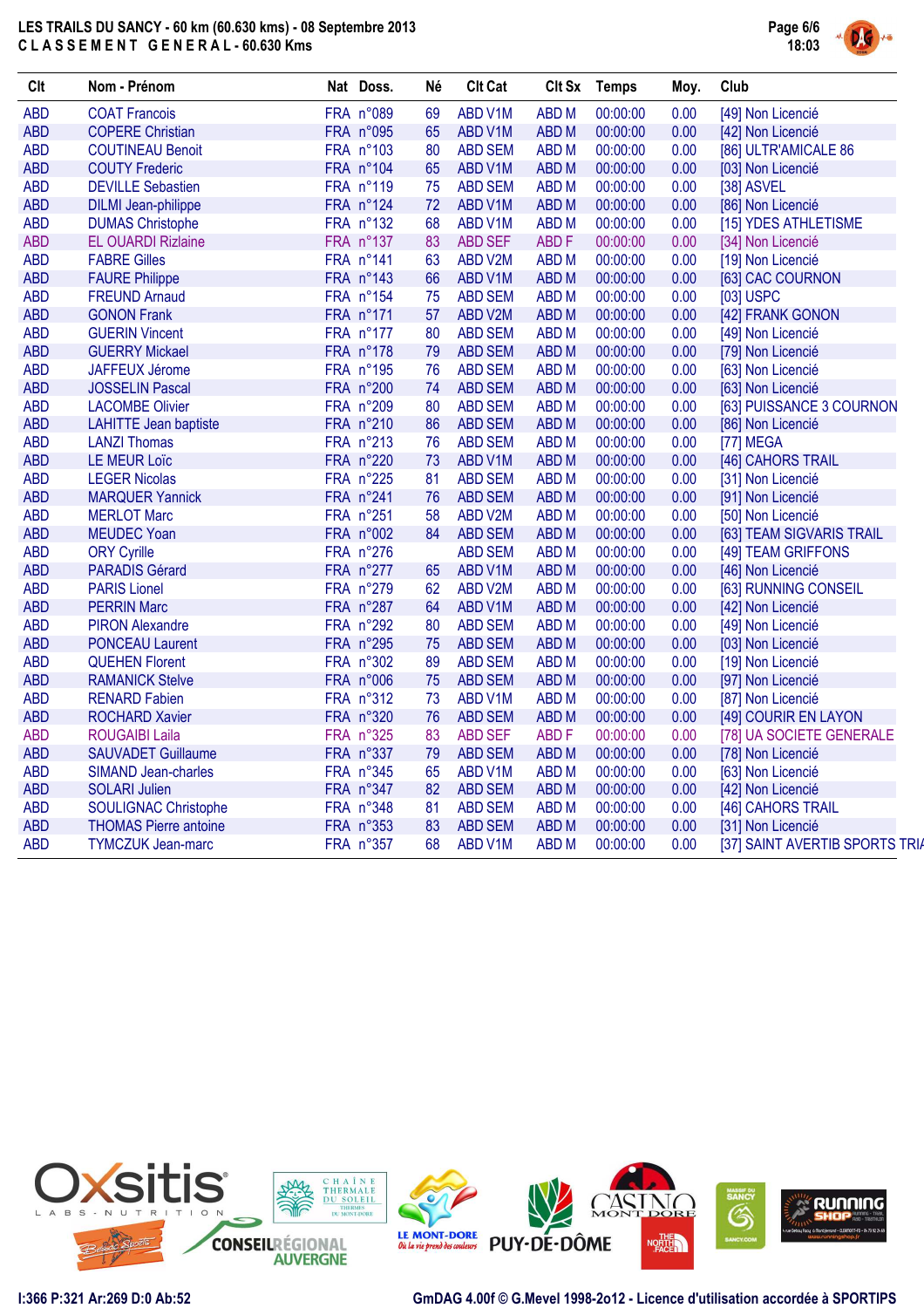# LES TRAILS DU SANCY - 60 km (60.630 kms) - 08 Septembre 2013

## CLASSEMENT GENERAL - 60.630 Kms

| Clt | Nom - Prénom | Nat | Doss. | Né | Clt Cat | Clt Sx | Temps | Moy. | Club |
|---|---|---|---|---|---|---|---|---|---|
| ABD | COAT Francois | FRA | n°089 | 69 | ABD V1M | ABD M | 00:00:00 | 0.00 | [49] Non Licencié |
| ABD | COPERE Christian | FRA | n°095 | 65 | ABD V1M | ABD M | 00:00:00 | 0.00 | [42] Non Licencié |
| ABD | COUTINEAU Benoit | FRA | n°103 | 80 | ABD SEM | ABD M | 00:00:00 | 0.00 | [86] ULTR'AMICALE 86 |
| ABD | COUTY Frederic | FRA | n°104 | 65 | ABD V1M | ABD M | 00:00:00 | 0.00 | [03] Non Licencié |
| ABD | DEVILLE Sebastien | FRA | n°119 | 75 | ABD SEM | ABD M | 00:00:00 | 0.00 | [38] ASVEL |
| ABD | DILMI Jean-philippe | FRA | n°124 | 72 | ABD V1M | ABD M | 00:00:00 | 0.00 | [86] Non Licencié |
| ABD | DUMAS Christophe | FRA | n°132 | 68 | ABD V1M | ABD M | 00:00:00 | 0.00 | [15] YDES ATHLETISME |
| ABD | EL OUARDI Rizlaine | FRA | n°137 | 83 | ABD SEF | ABD F | 00:00:00 | 0.00 | [34] Non Licencié |
| ABD | FABRE Gilles | FRA | n°141 | 63 | ABD V2M | ABD M | 00:00:00 | 0.00 | [19] Non Licencié |
| ABD | FAURE Philippe | FRA | n°143 | 66 | ABD V1M | ABD M | 00:00:00 | 0.00 | [63] CAC COURNON |
| ABD | FREUND Arnaud | FRA | n°154 | 75 | ABD SEM | ABD M | 00:00:00 | 0.00 | [03] USPC |
| ABD | GONON Frank | FRA | n°171 | 57 | ABD V2M | ABD M | 00:00:00 | 0.00 | [42] FRANK GONON |
| ABD | GUERIN Vincent | FRA | n°177 | 80 | ABD SEM | ABD M | 00:00:00 | 0.00 | [49] Non Licencié |
| ABD | GUERRY Mickael | FRA | n°178 | 79 | ABD SEM | ABD M | 00:00:00 | 0.00 | [79] Non Licencié |
| ABD | JAFFEUX Jérome | FRA | n°195 | 76 | ABD SEM | ABD M | 00:00:00 | 0.00 | [63] Non Licencié |
| ABD | JOSSELIN Pascal | FRA | n°200 | 74 | ABD SEM | ABD M | 00:00:00 | 0.00 | [63] Non Licencié |
| ABD | LACOMBE Olivier | FRA | n°209 | 80 | ABD SEM | ABD M | 00:00:00 | 0.00 | [63] PUISSANCE 3 COURNON |
| ABD | LAHITTE Jean baptiste | FRA | n°210 | 86 | ABD SEM | ABD M | 00:00:00 | 0.00 | [86] Non Licencié |
| ABD | LANZI Thomas | FRA | n°213 | 76 | ABD SEM | ABD M | 00:00:00 | 0.00 | [77] MEGA |
| ABD | LE MEUR Loïc | FRA | n°220 | 73 | ABD V1M | ABD M | 00:00:00 | 0.00 | [46] CAHORS TRAIL |
| ABD | LEGER Nicolas | FRA | n°225 | 81 | ABD SEM | ABD M | 00:00:00 | 0.00 | [31] Non Licencié |
| ABD | MARQUER Yannick | FRA | n°241 | 76 | ABD SEM | ABD M | 00:00:00 | 0.00 | [91] Non Licencié |
| ABD | MERLOT Marc | FRA | n°251 | 58 | ABD V2M | ABD M | 00:00:00 | 0.00 | [50] Non Licencié |
| ABD | MEUDEC Yoan | FRA | n°002 | 84 | ABD SEM | ABD M | 00:00:00 | 0.00 | [63] TEAM SIGVARIS TRAIL |
| ABD | ORY Cyrille | FRA | n°276 | | ABD SEM | ABD M | 00:00:00 | 0.00 | [49] TEAM GRIFFONS |
| ABD | PARADIS Gérard | FRA | n°277 | 65 | ABD V1M | ABD M | 00:00:00 | 0.00 | [46] Non Licencié |
| ABD | PARIS Lionel | FRA | n°279 | 62 | ABD V2M | ABD M | 00:00:00 | 0.00 | [63] RUNNING CONSEIL |
| ABD | PERRIN Marc | FRA | n°287 | 64 | ABD V1M | ABD M | 00:00:00 | 0.00 | [42] Non Licencié |
| ABD | PIRON Alexandre | FRA | n°292 | 80 | ABD SEM | ABD M | 00:00:00 | 0.00 | [49] Non Licencié |
| ABD | PONCEAU Laurent | FRA | n°295 | 75 | ABD SEM | ABD M | 00:00:00 | 0.00 | [03] Non Licencié |
| ABD | QUEHEN Florent | FRA | n°302 | 89 | ABD SEM | ABD M | 00:00:00 | 0.00 | [19] Non Licencié |
| ABD | RAMANICK Stelve | FRA | n°006 | 75 | ABD SEM | ABD M | 00:00:00 | 0.00 | [97] Non Licencié |
| ABD | RENARD Fabien | FRA | n°312 | 73 | ABD V1M | ABD M | 00:00:00 | 0.00 | [87] Non Licencié |
| ABD | ROCHARD Xavier | FRA | n°320 | 76 | ABD SEM | ABD M | 00:00:00 | 0.00 | [49] COURIR EN LAYON |
| ABD | ROUGAIBI Laila | FRA | n°325 | 83 | ABD SEF | ABD F | 00:00:00 | 0.00 | [78] UA SOCIETE GENERALE |
| ABD | SAUVADET Guillaume | FRA | n°337 | 79 | ABD SEM | ABD M | 00:00:00 | 0.00 | [78] Non Licencié |
| ABD | SIMAND Jean-charles | FRA | n°345 | 65 | ABD V1M | ABD M | 00:00:00 | 0.00 | [63] Non Licencié |
| ABD | SOLARI Julien | FRA | n°347 | 82 | ABD SEM | ABD M | 00:00:00 | 0.00 | [42] Non Licencié |
| ABD | SOULIGNAC Christophe | FRA | n°348 | 81 | ABD SEM | ABD M | 00:00:00 | 0.00 | [46] CAHORS TRAIL |
| ABD | THOMAS Pierre antoine | FRA | n°353 | 83 | ABD SEM | ABD M | 00:00:00 | 0.00 | [31] Non Licencié |
| ABD | TYMCZUK Jean-marc | FRA | n°357 | 68 | ABD V1M | ABD M | 00:00:00 | 0.00 | [37] SAINT AVERTIB SPORTS TRIA |

I:366 P:321 Ar:269 D:0 Ab:52

GmDAG 4.00f © G.Mevel 1998-2012 - Licence d'utilisation accordée à SPORTIPS